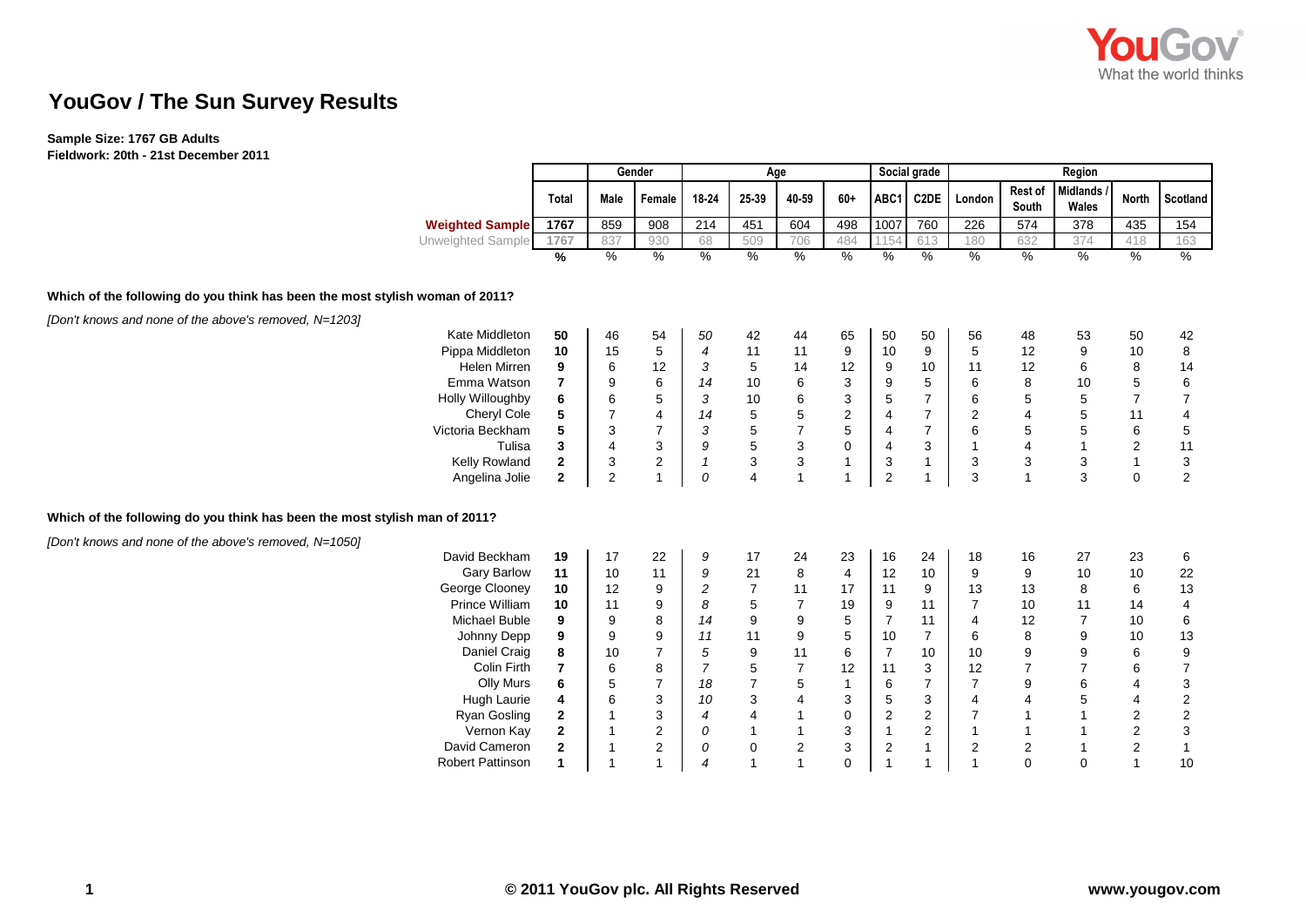# YouGov / The Sun Survey Results

**Sample Size: 1767 GB Adults**
**Fieldwork: 20th - 21st December 2011**

| | Total | Gender | | Age | | | | Social grade | | Region | | | | |
|---|---|---|---|---|---|---|---|---|---|---|---|---|---|---|
| | | Male | Female | 18-24 | 25-39 | 40-59 | 60+ | ABC1 | C2DE | London | Rest of South | Midlands / Wales | North | Scotland |
| **Weighted Sample** | 1767 | 859 | 908 | 214 | 451 | 604 | 498 | 1007 | 760 | 226 | 574 | 378 | 435 | 154 |
| Unweighted Sample | 1767 | 837 | 930 | 68 | 509 | 706 | 484 | 1154 | 613 | 180 | 632 | 374 | 418 | 163 |
| | % | % | % | % | % | % | % | % | % | % | % | % | % | % |

**Which of the following do you think has been the most stylish woman of 2011?**

*[Don't knows and none of the above's removed, N=1203]*

| | Total | Male | Female | 18-24 | 25-39 | 40-59 | 60+ | ABC1 | C2DE | London | Rest of South | Midlands / Wales | North | Scotland |
|---|---|---|---|---|---|---|---|---|---|---|---|---|---|---|
| Kate Middleton | 50 | 46 | 54 | 50 | 42 | 44 | 65 | 50 | 50 | 56 | 48 | 53 | 50 | 42 |
| Pippa Middleton | 10 | 15 | 5 | 4 | 11 | 11 | 9 | 10 | 9 | 5 | 12 | 9 | 10 | 8 |
| Helen Mirren | 9 | 6 | 12 | 3 | 5 | 14 | 12 | 9 | 10 | 11 | 12 | 6 | 8 | 14 |
| Emma Watson | 7 | 9 | 6 | 14 | 10 | 6 | 3 | 9 | 5 | 6 | 8 | 10 | 5 | 6 |
| Holly Willoughby | 6 | 6 | 5 | 3 | 10 | 6 | 3 | 5 | 7 | 6 | 5 | 5 | 7 | 7 |
| Cheryl Cole | 5 | 7 | 4 | 14 | 5 | 5 | 2 | 4 | 7 | 2 | 4 | 5 | 11 | 4 |
| Victoria Beckham | 5 | 3 | 7 | 3 | 5 | 7 | 5 | 4 | 7 | 6 | 5 | 5 | 6 | 5 |
| Tulisa | 3 | 4 | 3 | 9 | 5 | 3 | 0 | 4 | 3 | 1 | 4 | 1 | 2 | 11 |
| Kelly Rowland | 2 | 3 | 2 | 1 | 3 | 3 | 1 | 3 | 1 | 3 | 3 | 3 | 1 | 3 |
| Angelina Jolie | 2 | 2 | 1 | 0 | 4 | 1 | 1 | 2 | 1 | 3 | 1 | 3 | 0 | 2 |

**Which of the following do you think has been the most stylish man of 2011?**

*[Don't knows and none of the above's removed, N=1050]*

| | Total | Male | Female | 18-24 | 25-39 | 40-59 | 60+ | ABC1 | C2DE | London | Rest of South | Midlands / Wales | North | Scotland |
|---|---|---|---|---|---|---|---|---|---|---|---|---|---|---|
| David Beckham | 19 | 17 | 22 | 9 | 17 | 24 | 23 | 16 | 24 | 18 | 16 | 27 | 23 | 6 |
| Gary Barlow | 11 | 10 | 11 | 9 | 21 | 8 | 4 | 12 | 10 | 9 | 9 | 10 | 10 | 22 |
| George Clooney | 10 | 12 | 9 | 2 | 7 | 11 | 17 | 11 | 9 | 13 | 13 | 8 | 6 | 13 |
| Prince William | 10 | 11 | 9 | 8 | 5 | 7 | 19 | 9 | 11 | 7 | 10 | 11 | 14 | 4 |
| Michael Buble | 9 | 9 | 8 | 14 | 9 | 9 | 5 | 7 | 11 | 4 | 12 | 7 | 10 | 6 |
| Johnny Depp | 9 | 9 | 9 | 11 | 11 | 9 | 5 | 10 | 7 | 6 | 8 | 9 | 10 | 13 |
| Daniel Craig | 8 | 10 | 7 | 5 | 9 | 11 | 6 | 7 | 10 | 10 | 9 | 9 | 6 | 9 |
| Colin Firth | 7 | 6 | 8 | 7 | 5 | 7 | 12 | 11 | 3 | 12 | 7 | 7 | 6 | 7 |
| Olly Murs | 6 | 5 | 7 | 18 | 7 | 5 | 1 | 6 | 7 | 7 | 9 | 6 | 4 | 3 |
| Hugh Laurie | 4 | 6 | 3 | 10 | 3 | 4 | 3 | 5 | 3 | 4 | 4 | 5 | 4 | 2 |
| Ryan Gosling | 2 | 1 | 3 | 4 | 4 | 1 | 0 | 2 | 2 | 7 | 1 | 1 | 2 | 2 |
| Vernon Kay | 2 | 1 | 2 | 0 | 1 | 1 | 3 | 1 | 2 | 1 | 1 | 1 | 2 | 3 |
| David Cameron | 2 | 1 | 2 | 0 | 0 | 2 | 3 | 2 | 1 | 2 | 2 | 1 | 2 | 1 |
| Robert Pattinson | 1 | 1 | 1 | 4 | 1 | 1 | 0 | 1 | 1 | 1 | 0 | 0 | 1 | 10 |

© 2011 YouGov plc. All Rights Reserved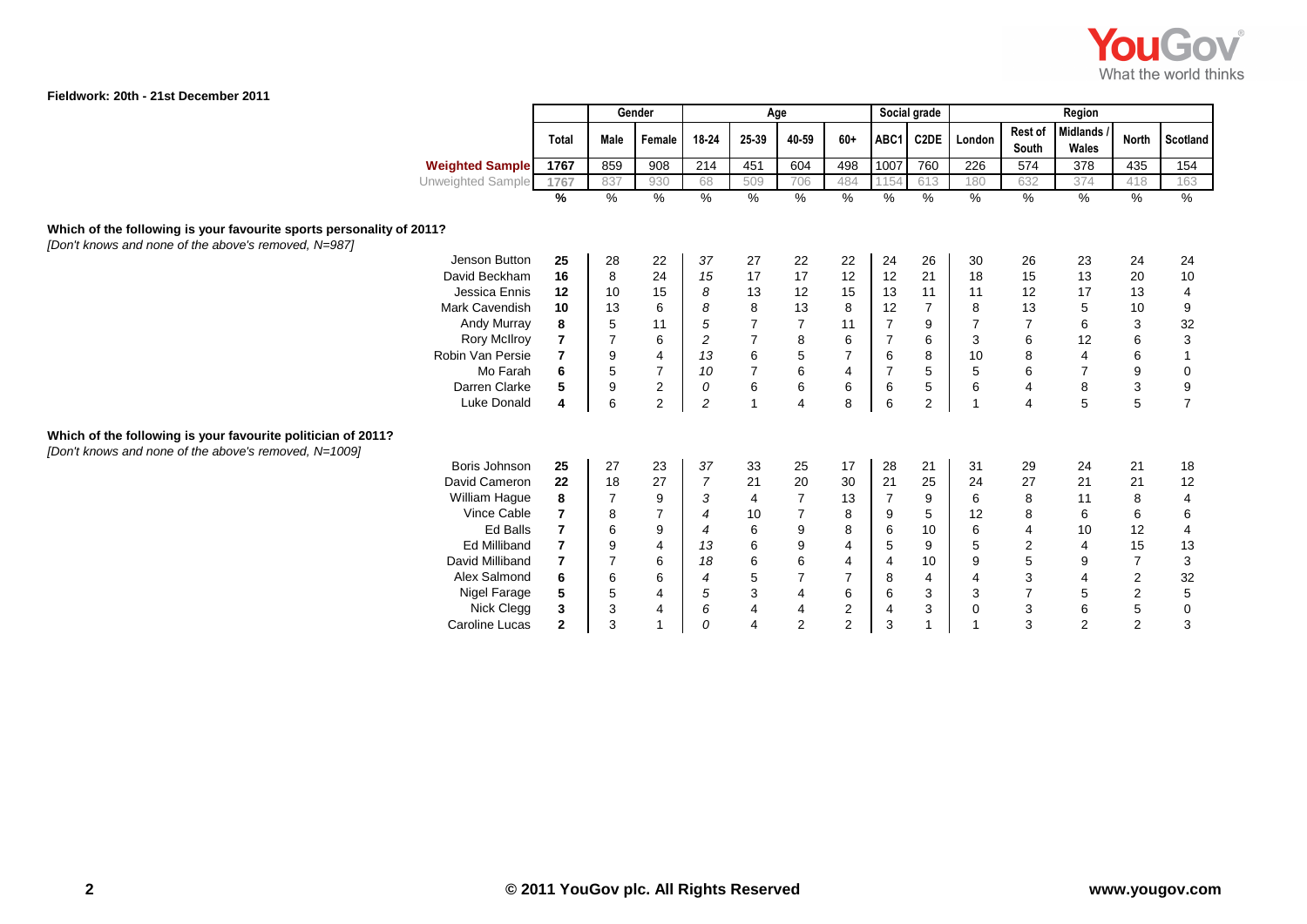Fieldwork: 20th - 21st December 2011

| | Total | Gender | | Age | | | | Social grade | | Region | | | | |
|---|---|---|---|---|---|---|---|---|---|---|---|---|---|---|
| | | Male | Female | 18-24 | 25-39 | 40-59 | 60+ | ABC1 | C2DE | London | Rest of South | Midlands / Wales | North | Scotland |
| **Weighted Sample** | 1767 | 859 | 908 | 214 | 451 | 604 | 498 | 1007 | 760 | 226 | 574 | 378 | 435 | 154 |
| Unweighted Sample | 1767 | 837 | 930 | 68 | 509 | 706 | 484 | 1154 | 613 | 180 | 632 | 374 | 418 | 163 |
| | % | % | % | % | % | % | % | % | % | % | % | % | % | % |
| **Which of the following is your favourite sports personality of 2011?** *[Don't knows and none of the above's removed, N=987]* | | | | | | | | | | | | | | |
| Jenson Button | 25 | 28 | 22 | 37 | 27 | 22 | 22 | 24 | 26 | 30 | 26 | 23 | 24 | 24 |
| David Beckham | 16 | 8 | 24 | 15 | 17 | 17 | 12 | 12 | 21 | 18 | 15 | 13 | 20 | 10 |
| Jessica Ennis | 12 | 10 | 15 | 8 | 13 | 12 | 15 | 13 | 11 | 11 | 12 | 17 | 13 | 4 |
| Mark Cavendish | 10 | 13 | 6 | 8 | 8 | 13 | 8 | 12 | 7 | 8 | 13 | 5 | 10 | 9 |
| Andy Murray | 8 | 5 | 11 | 5 | 7 | 7 | 11 | 7 | 9 | 7 | 7 | 6 | 3 | 32 |
| Rory McIlroy | 7 | 7 | 6 | 2 | 7 | 8 | 6 | 7 | 6 | 3 | 6 | 12 | 6 | 3 |
| Robin Van Persie | 7 | 9 | 4 | 13 | 6 | 5 | 7 | 6 | 8 | 10 | 8 | 4 | 6 | 1 |
| Mo Farah | 6 | 5 | 7 | 10 | 7 | 6 | 4 | 7 | 5 | 5 | 6 | 7 | 9 | 0 |
| Darren Clarke | 5 | 9 | 2 | 0 | 6 | 6 | 6 | 6 | 5 | 6 | 4 | 8 | 3 | 9 |
| Luke Donald | 4 | 6 | 2 | 2 | 1 | 4 | 8 | 6 | 2 | 1 | 4 | 5 | 5 | 7 |
| **Which of the following is your favourite politician of 2011?** *[Don't knows and none of the above's removed, N=1009]* | | | | | | | | | | | | | | |
| Boris Johnson | 25 | 27 | 23 | 37 | 33 | 25 | 17 | 28 | 21 | 31 | 29 | 24 | 21 | 18 |
| David Cameron | 22 | 18 | 27 | 7 | 21 | 20 | 30 | 21 | 25 | 24 | 27 | 21 | 21 | 12 |
| William Hague | 8 | 7 | 9 | 3 | 4 | 7 | 13 | 7 | 9 | 6 | 8 | 11 | 8 | 4 |
| Vince Cable | 7 | 8 | 7 | 4 | 10 | 7 | 8 | 9 | 5 | 12 | 8 | 6 | 6 | 6 |
| Ed Balls | 7 | 6 | 9 | 4 | 6 | 9 | 8 | 6 | 10 | 6 | 4 | 10 | 12 | 4 |
| Ed Milliband | 7 | 9 | 4 | 13 | 6 | 9 | 4 | 5 | 9 | 5 | 2 | 4 | 15 | 13 |
| David Milliband | 7 | 7 | 6 | 18 | 6 | 6 | 4 | 4 | 10 | 9 | 5 | 9 | 7 | 3 |
| Alex Salmond | 6 | 6 | 6 | 4 | 5 | 7 | 7 | 8 | 4 | 4 | 3 | 4 | 2 | 32 |
| Nigel Farage | 5 | 5 | 4 | 5 | 3 | 4 | 6 | 6 | 3 | 3 | 7 | 5 | 2 | 5 |
| Nick Clegg | 3 | 3 | 4 | 6 | 4 | 4 | 2 | 4 | 3 | 0 | 3 | 6 | 5 | 0 |
| Caroline Lucas | 2 | 3 | 1 | 0 | 4 | 2 | 2 | 3 | 1 | 1 | 3 | 2 | 2 | 3 |

© 2011 YouGov plc. All Rights Reserved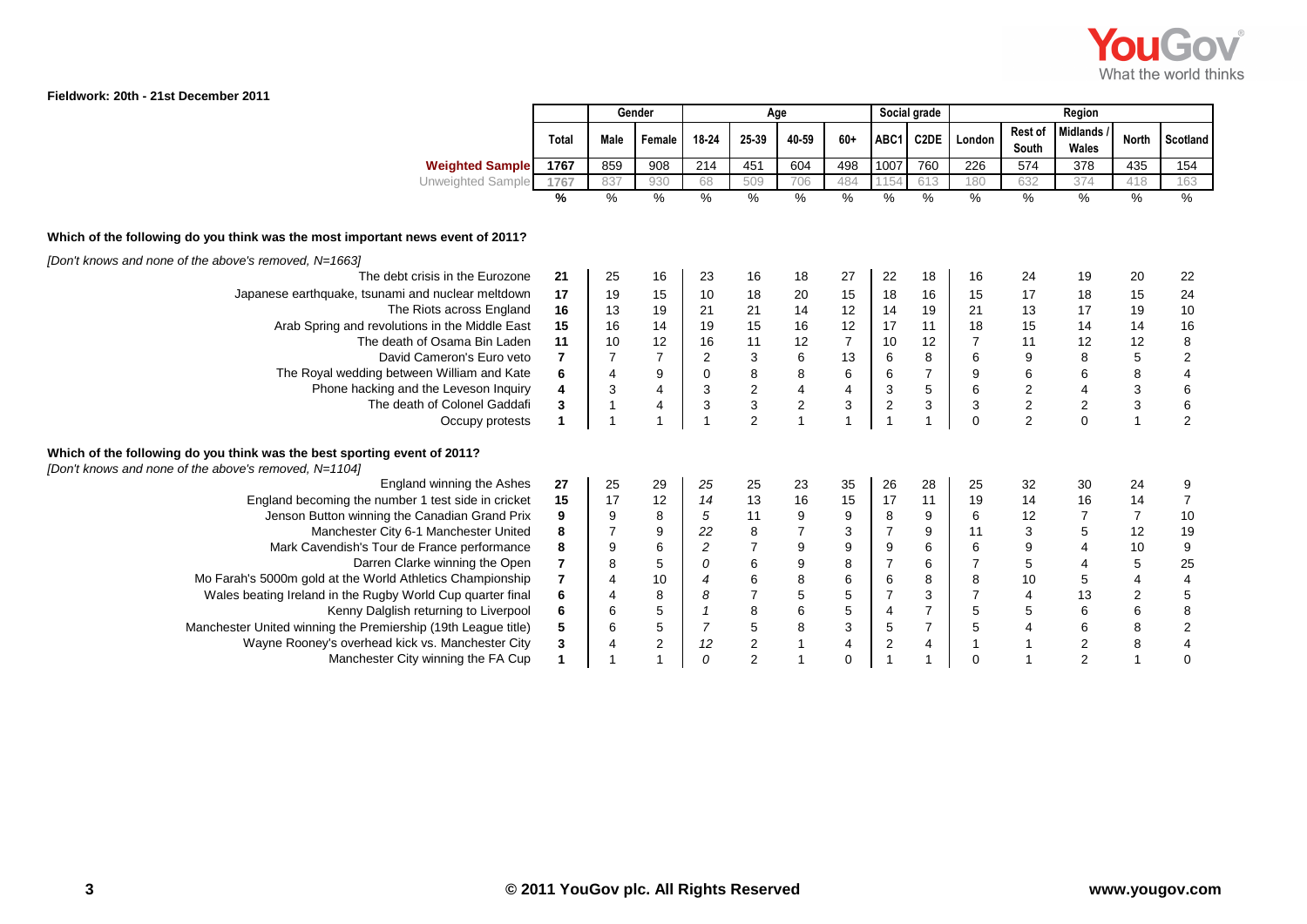Fieldwork: 20th - 21st December 2011

| | Total | Gender | | Age | | | | Social grade | | Region | | | | |
|---|---|---|---|---|---|---|---|---|---|---|---|---|---|---|
| | | Male | Female | 18-24 | 25-39 | 40-59 | 60+ | ABC1 | C2DE | London | Rest of South | Midlands / Wales | North | Scotland |
| **Weighted Sample** | 1767 | 859 | 908 | 214 | 451 | 604 | 498 | 1007 | 760 | 226 | 574 | 378 | 435 | 154 |
| Unweighted Sample | 1767 | 837 | 930 | 68 | 509 | 706 | 484 | 1154 | 613 | 180 | 632 | 374 | 418 | 163 |
| | % | % | % | % | % | % | % | % | % | % | % | % | % | % |

**Which of the following do you think was the most important news event of 2011?**

*[Don't knows and none of the above's removed, N=1663]*

| | Total | Male | Female | 18-24 | 25-39 | 40-59 | 60+ | ABC1 | C2DE | London | Rest of South | Midlands / Wales | North | Scotland |
|---|---|---|---|---|---|---|---|---|---|---|---|---|---|---|
| The debt crisis in the Eurozone | **21** | 25 | 16 | 23 | 16 | 18 | 27 | 22 | 18 | 16 | 24 | 19 | 20 | 22 |
| Japanese earthquake, tsunami and nuclear meltdown | **17** | 19 | 15 | 10 | 18 | 20 | 15 | 18 | 16 | 15 | 17 | 18 | 15 | 24 |
| The Riots across England | **16** | 13 | 19 | 21 | 21 | 14 | 12 | 14 | 19 | 21 | 13 | 17 | 19 | 10 |
| Arab Spring and revolutions in the Middle East | **15** | 16 | 14 | 19 | 15 | 16 | 12 | 17 | 11 | 18 | 15 | 14 | 14 | 16 |
| The death of Osama Bin Laden | **11** | 10 | 12 | 16 | 11 | 12 | 7 | 10 | 12 | 7 | 11 | 12 | 12 | 8 |
| David Cameron's Euro veto | **7** | 7 | 7 | 2 | 3 | 6 | 13 | 6 | 8 | 6 | 9 | 8 | 5 | 2 |
| The Royal wedding between William and Kate | **6** | 4 | 9 | 0 | 8 | 8 | 6 | 6 | 7 | 9 | 6 | 6 | 8 | 4 |
| Phone hacking and the Leveson Inquiry | **4** | 3 | 4 | 3 | 2 | 4 | 4 | 3 | 5 | 6 | 2 | 4 | 3 | 6 |
| The death of Colonel Gaddafi | **3** | 1 | 4 | 3 | 3 | 2 | 3 | 2 | 3 | 3 | 2 | 2 | 3 | 6 |
| Occupy protests | **1** | 1 | 1 | 1 | 2 | 1 | 1 | 1 | 1 | 0 | 2 | 0 | 1 | 2 |

**Which of the following do you think was the best sporting event of 2011?**

*[Don't knows and none of the above's removed, N=1104]*

| | Total | Male | Female | 18-24 | 25-39 | 40-59 | 60+ | ABC1 | C2DE | London | Rest of South | Midlands / Wales | North | Scotland |
|---|---|---|---|---|---|---|---|---|---|---|---|---|---|---|
| England winning the Ashes | **27** | 25 | 29 | *25* | 25 | 23 | 35 | 26 | 28 | 25 | 32 | 30 | 24 | 9 |
| England becoming the number 1 test side in cricket | **15** | 17 | 12 | *14* | 13 | 16 | 15 | 17 | 11 | 19 | 14 | 16 | 14 | 7 |
| Jenson Button winning the Canadian Grand Prix | **9** | 9 | 8 | *5* | 11 | 9 | 9 | 8 | 9 | 6 | 12 | 7 | 7 | 10 |
| Manchester City 6-1 Manchester United | **8** | 7 | 9 | *22* | 8 | 7 | 3 | 7 | 9 | 11 | 3 | 5 | 12 | 19 |
| Mark Cavendish's Tour de France performance | **8** | 9 | 6 | *2* | 7 | 9 | 9 | 9 | 6 | 6 | 9 | 4 | 10 | 9 |
| Darren Clarke winning the Open | **7** | 8 | 5 | *0* | 6 | 9 | 8 | 7 | 6 | 7 | 5 | 4 | 5 | 25 |
| Mo Farah's 5000m gold at the World Athletics Championship | **7** | 4 | 10 | *4* | 6 | 8 | 6 | 6 | 8 | 8 | 10 | 5 | 4 | 4 |
| Wales beating Ireland in the Rugby World Cup quarter final | **6** | 4 | 8 | *8* | 7 | 5 | 5 | 7 | 3 | 7 | 4 | 13 | 2 | 5 |
| Kenny Dalglish returning to Liverpool | **6** | 6 | 5 | *1* | 8 | 6 | 5 | 4 | 7 | 5 | 5 | 6 | 6 | 8 |
| Manchester United winning the Premiership (19th League title) | **5** | 6 | 5 | *7* | 5 | 8 | 3 | 5 | 7 | 5 | 4 | 6 | 8 | 2 |
| Wayne Rooney's overhead kick vs. Manchester City | **3** | 4 | 2 | *12* | 2 | 1 | 4 | 2 | 4 | 1 | 1 | 2 | 8 | 4 |
| Manchester City winning the FA Cup | **1** | 1 | 1 | *0* | 2 | 1 | 0 | 1 | 1 | 0 | 1 | 2 | 1 | 0 |

© 2011 YouGov plc. All Rights Reserved

www.yougov.com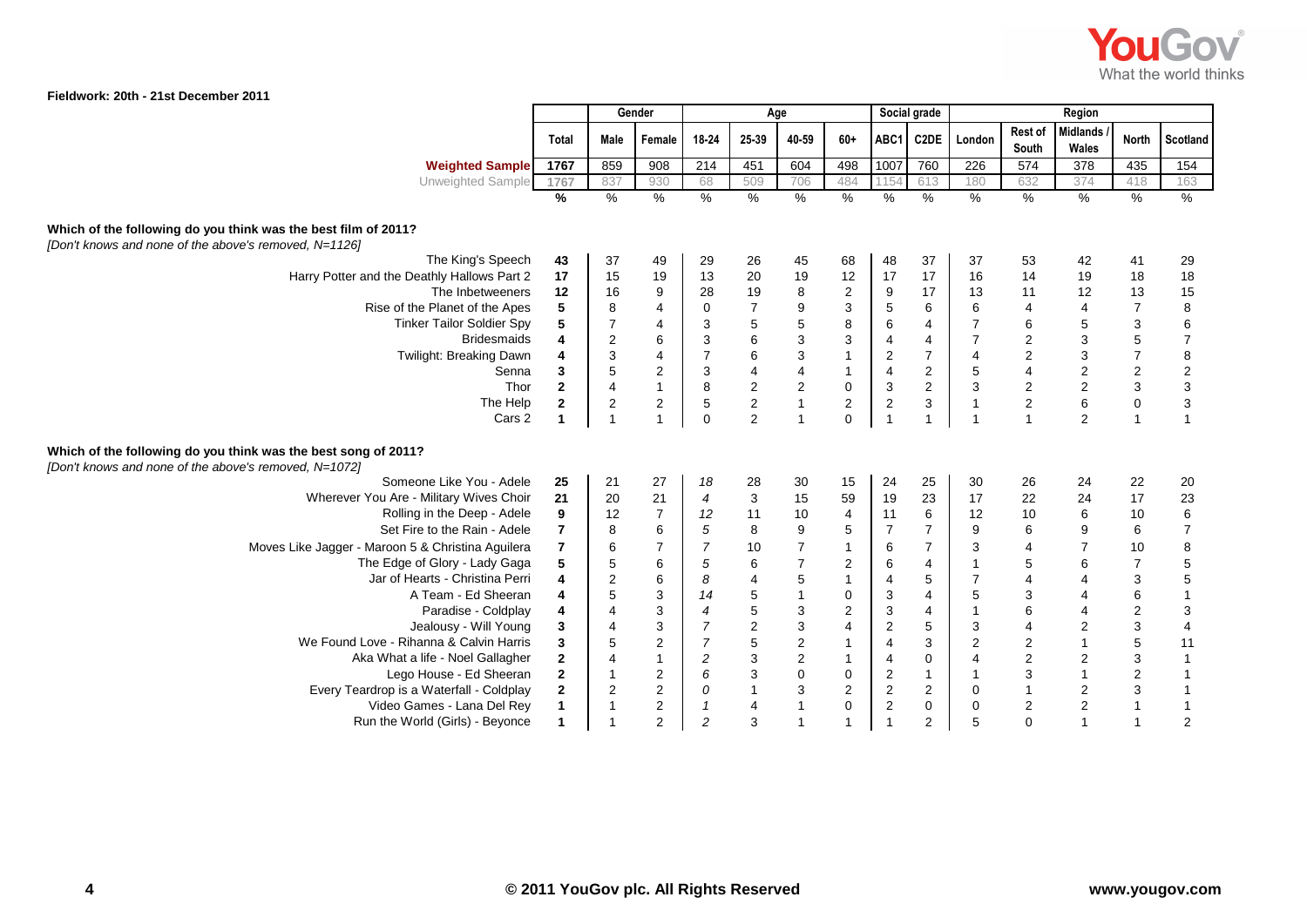Fieldwork: 20th - 21st December 2011

| | Total | Gender | | Age | | | | Social grade | | Region | | | | |
|---|---|---|---|---|---|---|---|---|---|---|---|---|---|---|
| | | Male | Female | 18-24 | 25-39 | 40-59 | 60+ | ABC1 | C2DE | London | Rest of South | Midlands / Wales | North | Scotland |
| **Weighted Sample** | 1767 | 859 | 908 | 214 | 451 | 604 | 498 | 1007 | 760 | 226 | 574 | 378 | 435 | 154 |
| Unweighted Sample | 1767 | 837 | 930 | 68 | 509 | 706 | 484 | 1154 | 613 | 180 | 632 | 374 | 418 | 163 |
| | % | % | % | % | % | % | % | % | % | % | % | % | % | % |
| **Which of the following do you think was the best film of 2011?** *[Don't knows and none of the above's removed, N=1126]* | | | | | | | | | | | | | | |
| The King's Speech | **43** | 37 | 49 | 29 | 26 | 45 | 68 | 48 | 37 | 37 | 53 | 42 | 41 | 29 |
| Harry Potter and the Deathly Hallows Part 2 | **17** | 15 | 19 | 13 | 20 | 19 | 12 | 17 | 17 | 16 | 14 | 19 | 18 | 18 |
| The Inbetweeners | **12** | 16 | 9 | 28 | 19 | 8 | 2 | 9 | 17 | 13 | 11 | 12 | 13 | 15 |
| Rise of the Planet of the Apes | **5** | 8 | 4 | 0 | 7 | 9 | 3 | 5 | 6 | 6 | 4 | 4 | 7 | 8 |
| Tinker Tailor Soldier Spy | **5** | 7 | 4 | 3 | 5 | 5 | 8 | 6 | 4 | 7 | 6 | 5 | 3 | 6 |
| Bridesmaids | **4** | 2 | 6 | 3 | 6 | 3 | 3 | 4 | 4 | 7 | 2 | 3 | 5 | 7 |
| Twilight: Breaking Dawn | **4** | 3 | 4 | 7 | 6 | 3 | 1 | 2 | 7 | 4 | 2 | 3 | 7 | 8 |
| Senna | **3** | 5 | 2 | 3 | 4 | 4 | 1 | 4 | 2 | 5 | 4 | 2 | 2 | 2 |
| Thor | **2** | 4 | 1 | 8 | 2 | 2 | 0 | 3 | 2 | 3 | 2 | 2 | 3 | 3 |
| The Help | **2** | 2 | 2 | 5 | 2 | 1 | 2 | 2 | 3 | 1 | 2 | 6 | 0 | 3 |
| Cars 2 | **1** | 1 | 1 | 0 | 2 | 1 | 0 | 1 | 1 | 1 | 1 | 2 | 1 | 1 |
| **Which of the following do you think was the best song of 2011?** *[Don't knows and none of the above's removed, N=1072]* | | | | | | | | | | | | | | |
| Someone Like You - Adele | **25** | 21 | 27 | *18* | 28 | 30 | 15 | 24 | 25 | 30 | 26 | 24 | 22 | 20 |
| Wherever You Are - Military Wives Choir | **21** | 20 | 21 | *4* | 3 | 15 | 59 | 19 | 23 | 17 | 22 | 24 | 17 | 23 |
| Rolling in the Deep - Adele | **9** | 12 | 7 | *12* | 11 | 10 | 4 | 11 | 6 | 12 | 10 | 6 | 10 | 6 |
| Set Fire to the Rain - Adele | **7** | 8 | 6 | *5* | 8 | 9 | 5 | 7 | 7 | 9 | 6 | 9 | 6 | 7 |
| Moves Like Jagger - Maroon 5 & Christina Aguilera | **7** | 6 | 7 | *7* | 10 | 7 | 1 | 6 | 7 | 3 | 4 | 7 | 10 | 8 |
| The Edge of Glory - Lady Gaga | **5** | 5 | 6 | *5* | 6 | 7 | 2 | 6 | 4 | 1 | 5 | 6 | 7 | 5 |
| Jar of Hearts - Christina Perri | **4** | 2 | 6 | *8* | 4 | 5 | 1 | 4 | 5 | 7 | 4 | 4 | 3 | 5 |
| A Team - Ed Sheeran | **4** | 5 | 3 | *14* | 5 | 1 | 0 | 3 | 4 | 5 | 3 | 4 | 6 | 1 |
| Paradise - Coldplay | **4** | 4 | 3 | *4* | 5 | 3 | 2 | 3 | 4 | 1 | 6 | 4 | 2 | 3 |
| Jealousy - Will Young | **3** | 4 | 3 | *7* | 2 | 3 | 4 | 2 | 5 | 3 | 4 | 2 | 3 | 4 |
| We Found Love - Rihanna & Calvin Harris | **3** | 5 | 2 | *7* | 5 | 2 | 1 | 4 | 3 | 2 | 2 | 1 | 5 | 11 |
| Aka What a life - Noel Gallagher | **2** | 4 | 1 | *2* | 3 | 2 | 1 | 4 | 0 | 4 | 2 | 2 | 3 | 1 |
| Lego House - Ed Sheeran | **2** | 1 | 2 | *6* | 3 | 0 | 0 | 2 | 1 | 1 | 3 | 1 | 2 | 1 |
| Every Teardrop is a Waterfall - Coldplay | **2** | 2 | 2 | *0* | 1 | 3 | 2 | 2 | 2 | 0 | 1 | 2 | 3 | 1 |
| Video Games - Lana Del Rey | **1** | 1 | 2 | *1* | 4 | 1 | 0 | 2 | 0 | 0 | 2 | 2 | 1 | 1 |
| Run the World (Girls) - Beyonce | **1** | 1 | 2 | *2* | 3 | 1 | 1 | 1 | 2 | 5 | 0 | 1 | 1 | 2 |

© 2011 YouGov plc. All Rights Reserved

www.yougov.com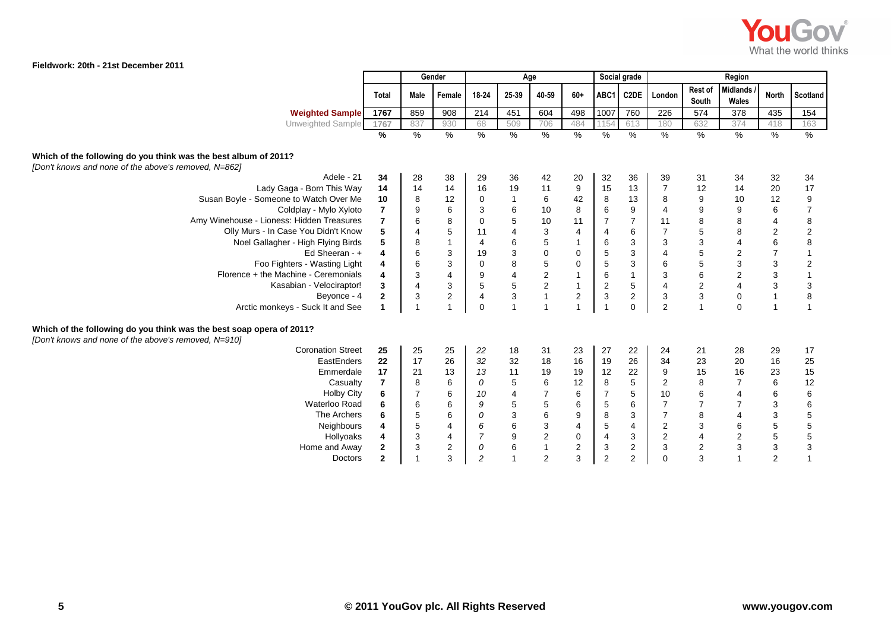Fieldwork: 20th - 21st December 2011

| | Total | Gender | | Age | | | | Social grade | | Region | | | | |
|---|---|---|---|---|---|---|---|---|---|---|---|---|---|---|
| | | Male | Female | 18-24 | 25-39 | 40-59 | 60+ | ABC1 | C2DE | London | Rest of South | Midlands / Wales | North | Scotland |
| **Weighted Sample** | 1767 | 859 | 908 | 214 | 451 | 604 | 498 | 1007 | 760 | 226 | 574 | 378 | 435 | 154 |
| Unweighted Sample | 1767 | 837 | 930 | 68 | 509 | 706 | 484 | 1154 | 613 | 180 | 632 | 374 | 418 | 163 |
| | % | % | % | % | % | % | % | % | % | % | % | % | % | % |
| **Which of the following do you think was the best album of 2011?** *[Don't knows and none of the above's removed, N=862]* | | | | | | | | | | | | | | |
| Adele - 21 | **34** | 28 | 38 | 29 | 36 | 42 | 20 | 32 | 36 | 39 | 31 | 34 | 32 | 34 |
| Lady Gaga - Born This Way | **14** | 14 | 14 | 16 | 19 | 11 | 9 | 15 | 13 | 7 | 12 | 14 | 20 | 17 |
| Susan Boyle - Someone to Watch Over Me | **10** | 8 | 12 | 0 | 1 | 6 | 42 | 8 | 13 | 8 | 9 | 10 | 12 | 9 |
| Coldplay - Mylo Xyloto | **7** | 9 | 6 | 3 | 6 | 10 | 8 | 6 | 9 | 4 | 9 | 9 | 6 | 7 |
| Amy Winehouse - Lioness: Hidden Treasures | **7** | 6 | 8 | 0 | 5 | 10 | 11 | 7 | 7 | 11 | 8 | 8 | 4 | 8 |
| Olly Murs - In Case You Didn't Know | **5** | 4 | 5 | 11 | 4 | 3 | 4 | 4 | 6 | 7 | 5 | 8 | 2 | 2 |
| Noel Gallagher - High Flying Birds | **5** | 8 | 1 | 4 | 6 | 5 | 1 | 6 | 3 | 3 | 3 | 4 | 6 | 8 |
| Ed Sheeran - + | **4** | 6 | 3 | 19 | 3 | 0 | 0 | 5 | 3 | 4 | 5 | 2 | 7 | 1 |
| Foo Fighters - Wasting Light | **4** | 6 | 3 | 0 | 8 | 5 | 0 | 5 | 3 | 6 | 5 | 3 | 3 | 2 |
| Florence + the Machine - Ceremonials | **4** | 3 | 4 | 9 | 4 | 2 | 1 | 6 | 1 | 3 | 6 | 2 | 3 | 1 |
| Kasabian - Velociraptor! | **3** | 4 | 3 | 5 | 5 | 2 | 1 | 2 | 5 | 4 | 2 | 4 | 3 | 3 |
| Beyonce - 4 | **2** | 3 | 2 | 4 | 3 | 1 | 2 | 3 | 2 | 3 | 3 | 0 | 1 | 8 |
| Arctic monkeys - Suck It and See | **1** | 1 | 1 | 0 | 1 | 1 | 1 | 1 | 0 | 2 | 1 | 0 | 1 | 1 |
| **Which of the following do you think was the best soap opera of 2011?** *[Don't knows and none of the above's removed, N=910]* | | | | | | | | | | | | | | |
| Coronation Street | **25** | 25 | 25 | *22* | 18 | 31 | 23 | 27 | 22 | 24 | 21 | 28 | 29 | 17 |
| EastEnders | **22** | 17 | 26 | *32* | 32 | 18 | 16 | 19 | 26 | 34 | 23 | 20 | 16 | 25 |
| Emmerdale | **17** | 21 | 13 | *13* | 11 | 19 | 19 | 12 | 22 | 9 | 15 | 16 | 23 | 15 |
| Casualty | **7** | 8 | 6 | *0* | 5 | 6 | 12 | 8 | 5 | 2 | 8 | 7 | 6 | 12 |
| Holby City | **6** | 7 | 6 | *10* | 4 | 7 | 6 | 7 | 5 | 10 | 6 | 4 | 6 | 6 |
| Waterloo Road | **6** | 6 | 6 | *9* | 5 | 5 | 6 | 5 | 6 | 7 | 7 | 7 | 3 | 6 |
| The Archers | **6** | 5 | 6 | *0* | 3 | 6 | 9 | 8 | 3 | 7 | 8 | 4 | 3 | 5 |
| Neighbours | **4** | 5 | 4 | *6* | 6 | 3 | 4 | 5 | 4 | 2 | 3 | 6 | 5 | 5 |
| Hollyoaks | **4** | 3 | 4 | *7* | 9 | 2 | 0 | 4 | 3 | 2 | 4 | 2 | 5 | 5 |
| Home and Away | **2** | 3 | 2 | *0* | 6 | 1 | 2 | 3 | 2 | 3 | 2 | 3 | 3 | 3 |
| Doctors | **2** | 1 | 3 | *2* | 1 | 2 | 3 | 2 | 2 | 0 | 3 | 1 | 2 | 1 |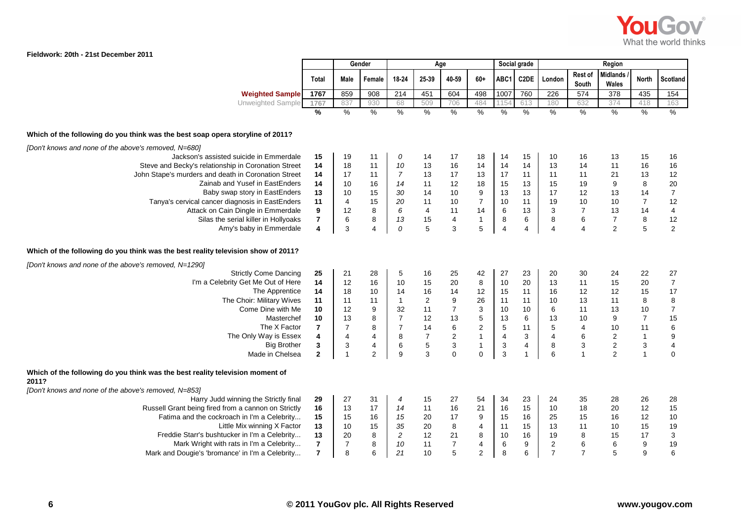**Fieldwork: 20th - 21st December 2011**

| | Total | Gender | | Age | | | | Social grade | | Region | | | | |
|---|---|---|---|---|---|---|---|---|---|---|---|---|---|---|
| | | Male | Female | 18-24 | 25-39 | 40-59 | 60+ | ABC1 | C2DE | London | Rest of South | Midlands / Wales | North | Scotland |
| **Weighted Sample** | 1767 | 859 | 908 | 214 | 451 | 604 | 498 | 1007 | 760 | 226 | 574 | 378 | 435 | 154 |
| Unweighted Sample | 1767 | 837 | 930 | 68 | 509 | 706 | 484 | 1154 | 613 | 180 | 632 | 374 | 418 | 163 |
| | % | % | % | % | % | % | % | % | % | % | % | % | % | % |
| **Which of the following do you think was the best soap opera storyline of 2011?** | | | | | | | | | | | | | | |
| *[Don't knows and none of the above's removed, N=680]* | | | | | | | | | | | | | | |
| Jackson's assisted suicide in Emmerdale | **15** | 19 | 11 | *0* | 14 | 17 | 18 | 14 | 15 | 10 | 16 | 13 | 15 | 16 |
| Steve and Becky's relationship in Coronation Street | **14** | 18 | 11 | *10* | 13 | 16 | 14 | 14 | 14 | 13 | 14 | 11 | 16 | 16 |
| John Stape's murders and death in Coronation Street | **14** | 17 | 11 | *7* | 13 | 17 | 13 | 17 | 11 | 11 | 11 | 21 | 13 | 12 |
| Zainab and Yusef in EastEnders | **14** | 10 | 16 | *14* | 11 | 12 | 18 | 15 | 13 | 15 | 19 | 9 | 8 | 20 |
| Baby swap story in EastEnders | **13** | 10 | 15 | *30* | 14 | 10 | 9 | 13 | 13 | 17 | 12 | 13 | 14 | 7 |
| Tanya's cervical cancer diagnosis in EastEnders | **11** | 4 | 15 | *20* | 11 | 10 | 7 | 10 | 11 | 19 | 10 | 10 | 7 | 12 |
| Attack on Cain Dingle in Emmerdale | **9** | 12 | 8 | *6* | 4 | 11 | 14 | 6 | 13 | 3 | 7 | 13 | 14 | 4 |
| Silas the serial killer in Hollyoaks | **7** | 6 | 8 | *13* | 15 | 4 | 1 | 8 | 6 | 8 | 6 | 7 | 8 | 12 |
| Amy's baby in Emmerdale | **4** | 3 | 4 | *0* | 5 | 3 | 5 | 4 | 4 | 4 | 4 | 2 | 5 | 2 |
| **Which of the following do you think was the best reality television show of 2011?** | | | | | | | | | | | | | | |
| *[Don't knows and none of the above's removed, N=1290]* | | | | | | | | | | | | | | |
| Strictly Come Dancing | **25** | 21 | 28 | 5 | 16 | 25 | 42 | 27 | 23 | 20 | 30 | 24 | 22 | 27 |
| I'm a Celebrity Get Me Out of Here | **14** | 12 | 16 | 10 | 15 | 20 | 8 | 10 | 20 | 13 | 11 | 15 | 20 | 7 |
| The Apprentice | **14** | 18 | 10 | 14 | 16 | 14 | 12 | 15 | 11 | 16 | 12 | 12 | 15 | 17 |
| The Choir: Military Wives | **11** | 11 | 11 | 1 | 2 | 9 | 26 | 11 | 11 | 10 | 13 | 11 | 8 | 8 |
| Come Dine with Me | **10** | 12 | 9 | 32 | 11 | 7 | 3 | 10 | 10 | 6 | 11 | 13 | 10 | 7 |
| Masterchef | **10** | 13 | 8 | 7 | 12 | 13 | 5 | 13 | 6 | 13 | 10 | 9 | 7 | 15 |
| The X Factor | **7** | 7 | 8 | 7 | 14 | 6 | 2 | 5 | 11 | 5 | 4 | 10 | 11 | 6 |
| The Only Way is Essex | **4** | 4 | 4 | 8 | 7 | 2 | 1 | 4 | 3 | 4 | 6 | 2 | 1 | 9 |
| Big Brother | **3** | 3 | 4 | 6 | 5 | 3 | 1 | 3 | 4 | 8 | 3 | 2 | 3 | 4 |
| Made in Chelsea | **2** | 1 | 2 | 9 | 3 | 0 | 0 | 3 | 1 | 6 | 1 | 2 | 1 | 0 |
| **Which of the following do you think was the best reality television moment of 2011?** | | | | | | | | | | | | | | |
| *[Don't knows and none of the above's removed, N=853]* | | | | | | | | | | | | | | |
| Harry Judd winning the Strictly final | **29** | 27 | 31 | *4* | 15 | 27 | 54 | 34 | 23 | 24 | 35 | 28 | 26 | 28 |
| Russell Grant being fired from a cannon on Strictly | **16** | 13 | 17 | *14* | 11 | 16 | 21 | 16 | 15 | 10 | 18 | 20 | 12 | 15 |
| Fatima and the cockroach in I'm a Celebrity... | **15** | 15 | 16 | *15* | 20 | 17 | 9 | 15 | 16 | 25 | 15 | 16 | 12 | 10 |
| Little Mix winning X Factor | **13** | 10 | 15 | *35* | 20 | 8 | 4 | 11 | 15 | 13 | 11 | 10 | 15 | 19 |
| Freddie Starr's bushtucker in I'm a Celebrity... | **13** | 20 | 8 | *2* | 12 | 21 | 8 | 10 | 16 | 19 | 8 | 15 | 17 | 3 |
| Mark Wright with rats in I'm a Celebrity... | **7** | 7 | 8 | *10* | 11 | 7 | 4 | 6 | 9 | 2 | 6 | 6 | 9 | 19 |
| Mark and Dougie's 'bromance' in I'm a Celebrity... | **7** | 8 | 6 | *21* | 10 | 5 | 2 | 8 | 6 | 7 | 7 | 5 | 9 | 6 |

© 2011 YouGov plc. All Rights Reserved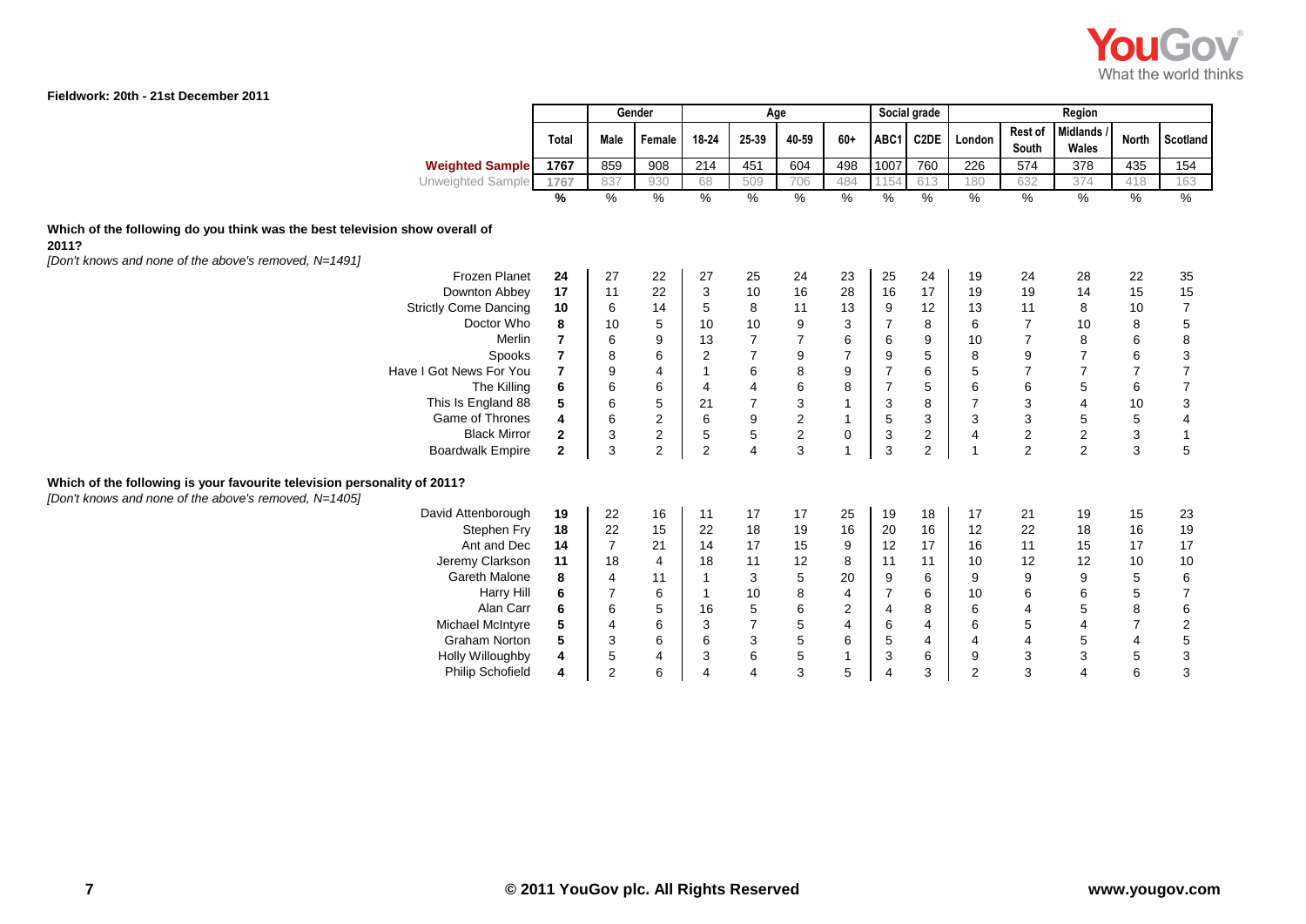Fieldwork: 20th - 21st December 2011

| | Total | Gender | | Age | | | | Social grade | | Region | | | | |
|---|---|---|---|---|---|---|---|---|---|---|---|---|---|---|
| | | Male | Female | 18-24 | 25-39 | 40-59 | 60+ | ABC1 | C2DE | London | Rest of South | Midlands / Wales | North | Scotland |
| **Weighted Sample** | 1767 | 859 | 908 | 214 | 451 | 604 | 498 | 1007 | 760 | 226 | 574 | 378 | 435 | 154 |
| Unweighted Sample | 1767 | 837 | 930 | 68 | 509 | 706 | 484 | 1154 | 613 | 180 | 632 | 374 | 418 | 163 |
| | % | % | % | % | % | % | % | % | % | % | % | % | % | % |
| **Which of the following do you think was the best television show overall of 2011?** | | | | | | | | | | | | | | |
| *[Don't knows and none of the above's removed, N=1491]* | | | | | | | | | | | | | | |
| Frozen Planet | **24** | 27 | 22 | 27 | 25 | 24 | 23 | 25 | 24 | 19 | 24 | 28 | 22 | 35 |
| Downton Abbey | **17** | 11 | 22 | 3 | 10 | 16 | 28 | 16 | 17 | 19 | 19 | 14 | 15 | 15 |
| Strictly Come Dancing | **10** | 6 | 14 | 5 | 8 | 11 | 13 | 9 | 12 | 13 | 11 | 8 | 10 | 7 |
| Doctor Who | **8** | 10 | 5 | 10 | 10 | 9 | 3 | 7 | 8 | 6 | 7 | 10 | 8 | 5 |
| Merlin | **7** | 6 | 9 | 13 | 7 | 7 | 6 | 6 | 9 | 10 | 7 | 8 | 6 | 8 |
| Spooks | **7** | 8 | 6 | 2 | 7 | 9 | 7 | 9 | 5 | 8 | 9 | 7 | 6 | 3 |
| Have I Got News For You | **7** | 9 | 4 | 1 | 6 | 8 | 9 | 7 | 6 | 5 | 7 | 7 | 7 | 7 |
| The Killing | **6** | 6 | 6 | 4 | 4 | 6 | 8 | 7 | 5 | 6 | 6 | 5 | 6 | 7 |
| This Is England 88 | **5** | 6 | 5 | 21 | 7 | 3 | 1 | 3 | 8 | 7 | 3 | 4 | 10 | 3 |
| Game of Thrones | **4** | 6 | 2 | 6 | 9 | 2 | 1 | 5 | 3 | 3 | 3 | 5 | 5 | 4 |
| Black Mirror | **2** | 3 | 2 | 5 | 5 | 2 | 0 | 3 | 2 | 4 | 2 | 2 | 3 | 1 |
| Boardwalk Empire | **2** | 3 | 2 | 2 | 4 | 3 | 1 | 3 | 2 | 1 | 2 | 2 | 3 | 5 |
| **Which of the following is your favourite television personality of 2011?** | | | | | | | | | | | | | | |
| *[Don't knows and none of the above's removed, N=1405]* | | | | | | | | | | | | | | |
| David Attenborough | **19** | 22 | 16 | 11 | 17 | 17 | 25 | 19 | 18 | 17 | 21 | 19 | 15 | 23 |
| Stephen Fry | **18** | 22 | 15 | 22 | 18 | 19 | 16 | 20 | 16 | 12 | 22 | 18 | 16 | 19 |
| Ant and Dec | **14** | 7 | 21 | 14 | 17 | 15 | 9 | 12 | 17 | 16 | 11 | 15 | 17 | 17 |
| Jeremy Clarkson | **11** | 18 | 4 | 18 | 11 | 12 | 8 | 11 | 11 | 10 | 12 | 12 | 10 | 10 |
| Gareth Malone | **8** | 4 | 11 | 1 | 3 | 5 | 20 | 9 | 6 | 9 | 9 | 9 | 5 | 6 |
| Harry Hill | **6** | 7 | 6 | 1 | 10 | 8 | 4 | 7 | 6 | 10 | 6 | 6 | 5 | 7 |
| Alan Carr | **6** | 6 | 5 | 16 | 5 | 6 | 2 | 4 | 8 | 6 | 4 | 5 | 8 | 6 |
| Michael McIntyre | **5** | 4 | 6 | 3 | 7 | 5 | 4 | 6 | 4 | 6 | 5 | 4 | 7 | 2 |
| Graham Norton | **5** | 3 | 6 | 6 | 3 | 5 | 6 | 5 | 4 | 4 | 4 | 5 | 4 | 5 |
| Holly Willoughby | **4** | 5 | 4 | 3 | 6 | 5 | 1 | 3 | 6 | 9 | 3 | 3 | 5 | 3 |
| Philip Schofield | **4** | 2 | 6 | 4 | 4 | 3 | 5 | 4 | 3 | 2 | 3 | 4 | 6 | 3 |

© 2011 YouGov plc. All Rights Reserved